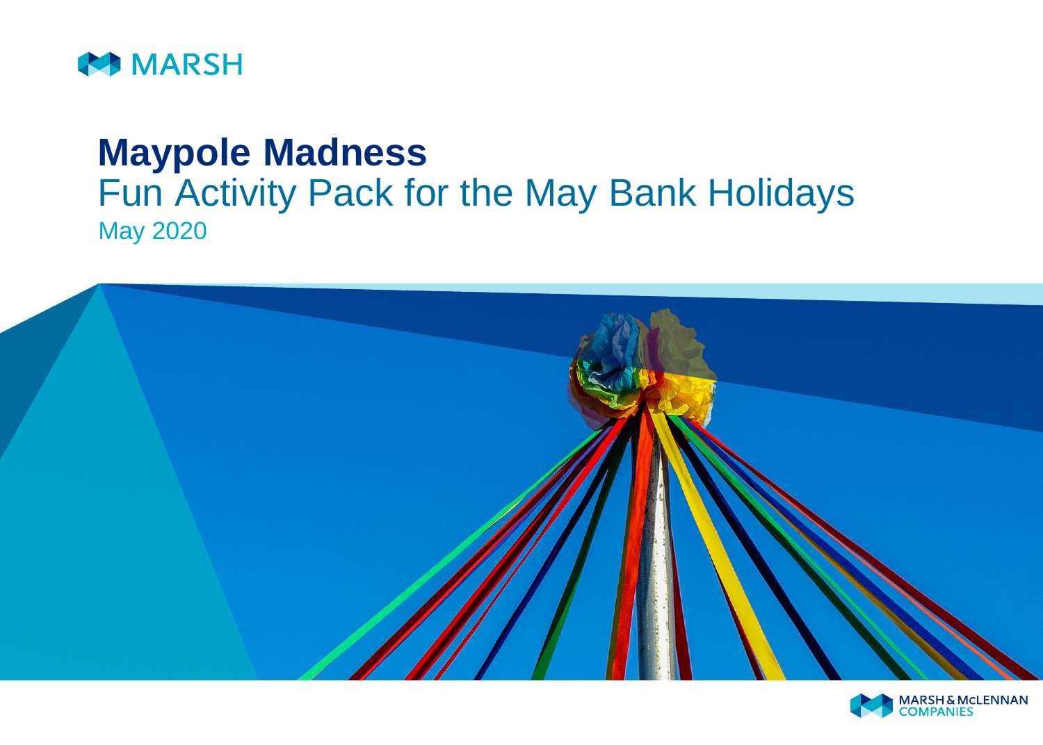MARSH

# Maypole Madness

## Fun Activity Pack for the May Bank Holidays

May 2020

MARSH & McLENNAN COMPANIES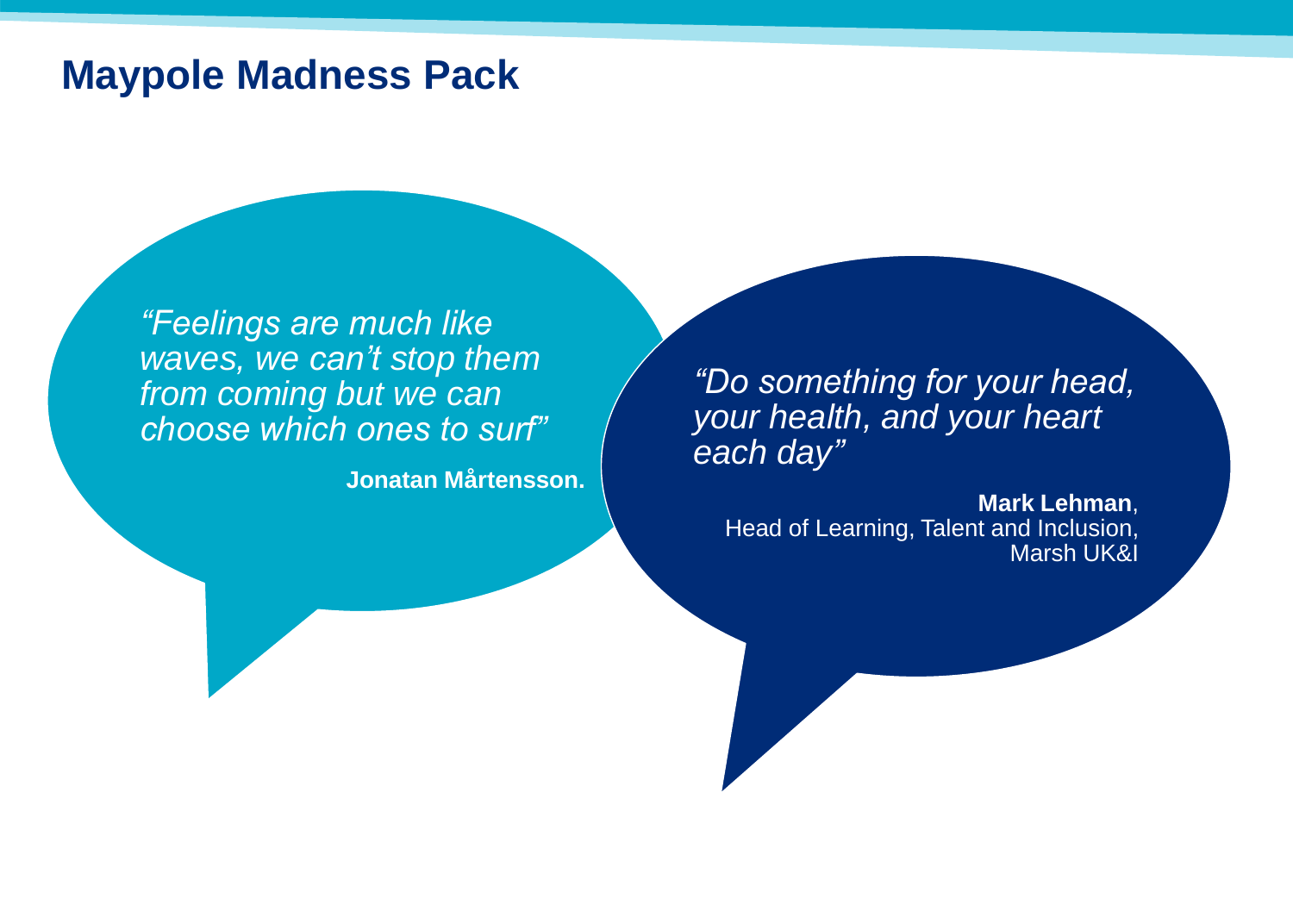# Maypole Madness Pack

*"Feelings are much like waves, we can't stop them from coming but we can choose which ones to surf"*

**Jonatan Mårtensson.**

*"Do something for your head, your health, and your heart each day"*

**Mark Lehman**, Head of Learning, Talent and Inclusion, Marsh UK&I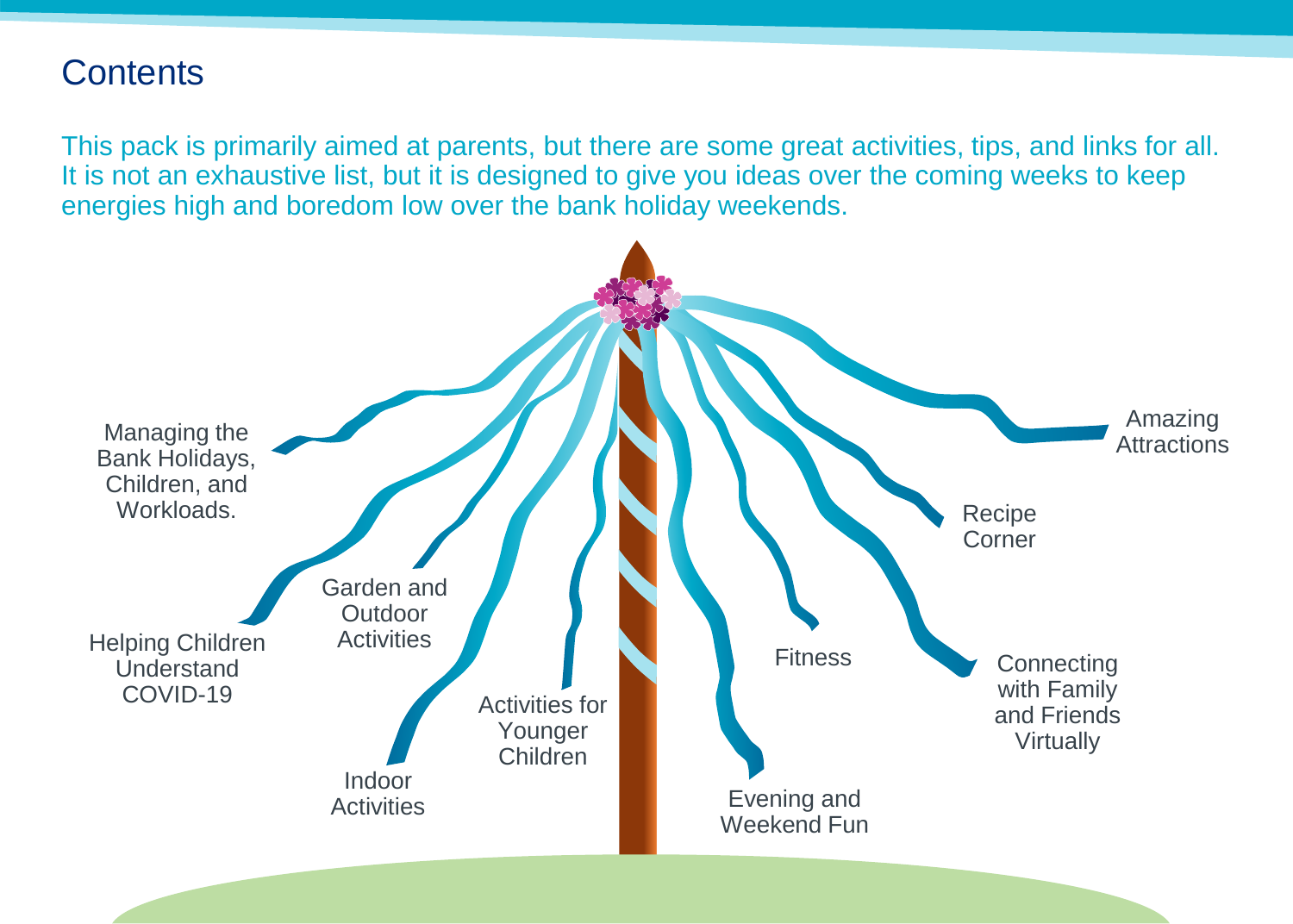# Contents

This pack is primarily aimed at parents, but there are some great activities, tips, and links for all. It is not an exhaustive list, but it is designed to give you ideas over the coming weeks to keep energies high and boredom low over the bank holiday weekends.

- Managing the Bank Holidays, Children, and Workloads.
- Helping Children Understand COVID-19
- Garden and Outdoor Activities
- Indoor Activities
- Activities for Younger Children
- Evening and Weekend Fun
- Fitness
- Connecting with Family and Friends Virtually
- Recipe Corner
- Amazing Attractions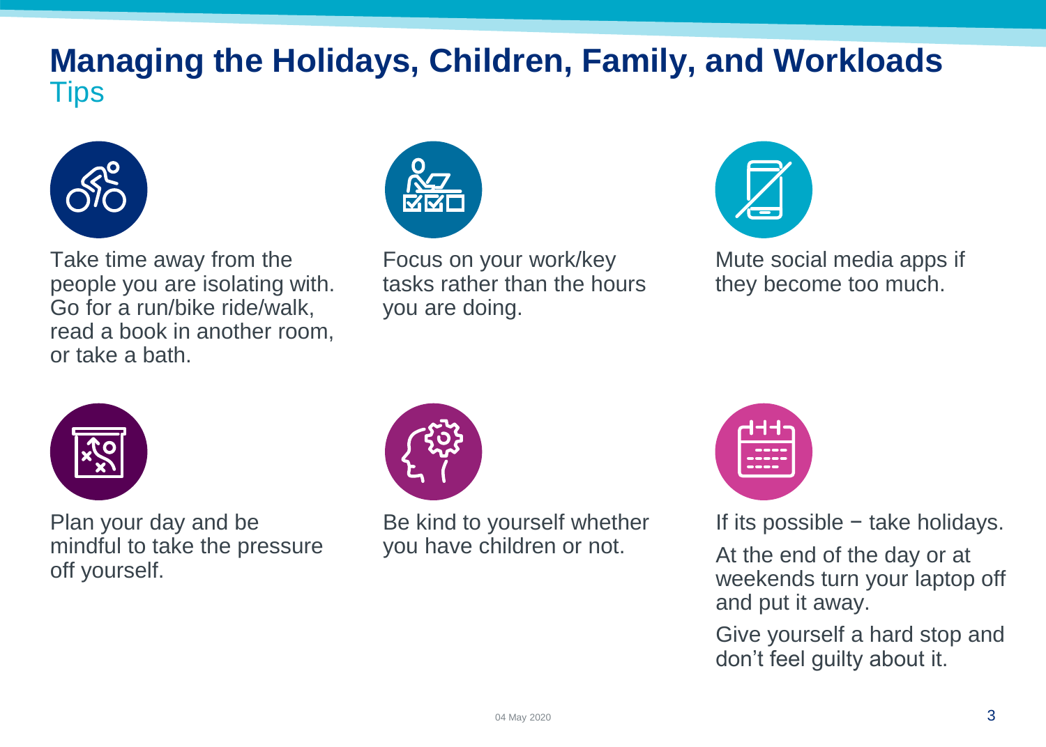# Managing the Holidays, Children, Family, and Workloads

## Tips

Take time away from the people you are isolating with. Go for a run/bike ride/walk, read a book in another room, or take a bath.

Focus on your work/key tasks rather than the hours you are doing.

Mute social media apps if they become too much.

Plan your day and be mindful to take the pressure off yourself.

Be kind to yourself whether you have children or not.

If its possible − take holidays.

At the end of the day or at weekends turn your laptop off and put it away.

Give yourself a hard stop and don’t feel guilty about it.

04 May 2020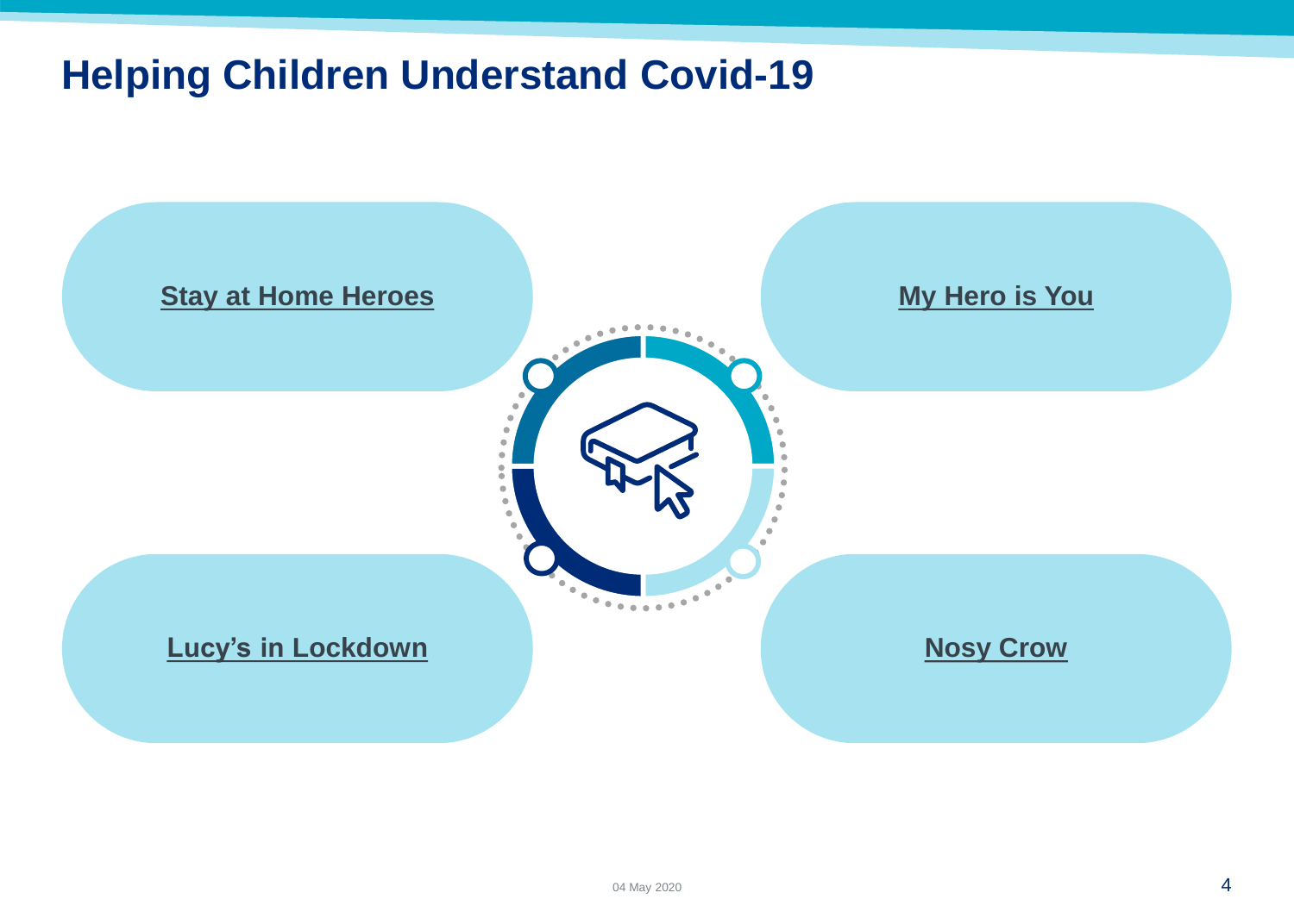# Helping Children Understand Covid-19

- Stay at Home Heroes
- My Hero is You
- Lucy's in Lockdown
- Nosy Crow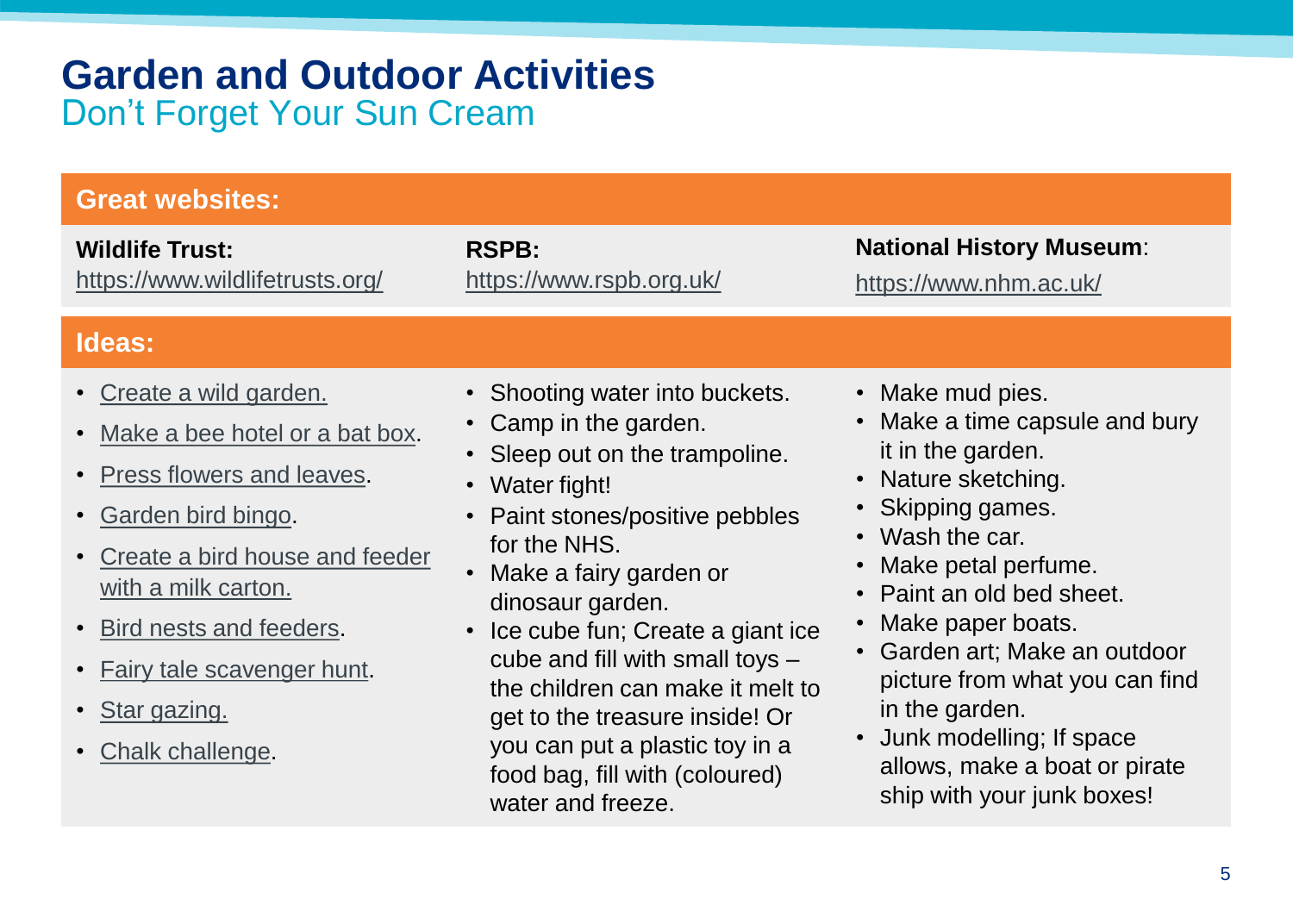# Garden and Outdoor Activities

## Don't Forget Your Sun Cream

### Great websites:

**Wildlife Trust:** https://www.wildlifetrusts.org/

**RSPB:** https://www.rspb.org.uk/

**National History Museum**: https://www.nhm.ac.uk/

### Ideas:

- Create a wild garden.
- Make a bee hotel or a bat box.
- Press flowers and leaves.
- Garden bird bingo.
- Create a bird house and feeder with a milk carton.
- Bird nests and feeders.
- Fairy tale scavenger hunt.
- Star gazing.
- Chalk challenge.
- Shooting water into buckets.
- Camp in the garden.
- Sleep out on the trampoline.
- Water fight!
- Paint stones/positive pebbles for the NHS.
- Make a fairy garden or dinosaur garden.
- Ice cube fun; Create a giant ice cube and fill with small toys – the children can make it melt to get to the treasure inside! Or you can put a plastic toy in a food bag, fill with (coloured) water and freeze.
- Make mud pies.
- Make a time capsule and bury it in the garden.
- Nature sketching.
- Skipping games.
- Wash the car.
- Make petal perfume.
- Paint an old bed sheet.
- Make paper boats.
- Garden art; Make an outdoor picture from what you can find in the garden.
- Junk modelling; If space allows, make a boat or pirate ship with your junk boxes!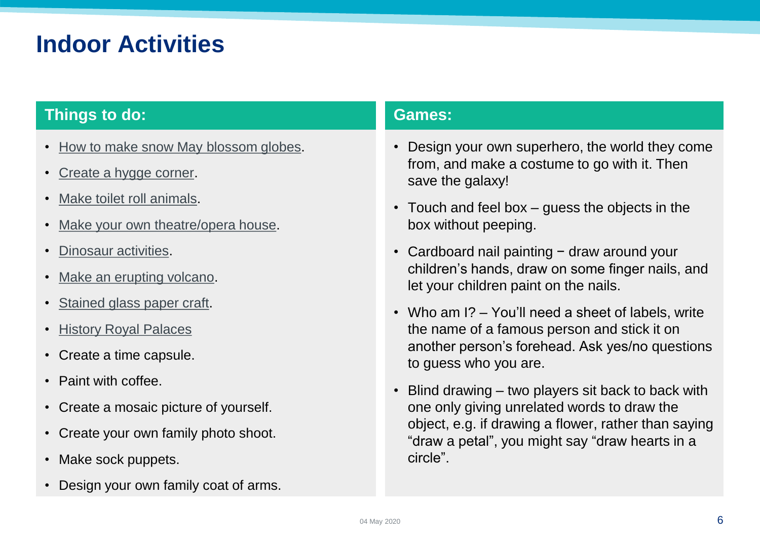# Indoor Activities

## Things to do:

- How to make snow May blossom globes.
- Create a hygge corner.
- Make toilet roll animals.
- Make your own theatre/opera house.
- Dinosaur activities.
- Make an erupting volcano.
- Stained glass paper craft.
- History Royal Palaces
- Create a time capsule.
- Paint with coffee.
- Create a mosaic picture of yourself.
- Create your own family photo shoot.
- Make sock puppets.
- Design your own family coat of arms.

## Games:

- Design your own superhero, the world they come from, and make a costume to go with it. Then save the galaxy!
- Touch and feel box – guess the objects in the box without peeping.
- Cardboard nail painting − draw around your children's hands, draw on some finger nails, and let your children paint on the nails.
- Who am I? – You'll need a sheet of labels, write the name of a famous person and stick it on another person's forehead. Ask yes/no questions to guess who you are.
- Blind drawing – two players sit back to back with one only giving unrelated words to draw the object, e.g. if drawing a flower, rather than saying "draw a petal", you might say "draw hearts in a circle".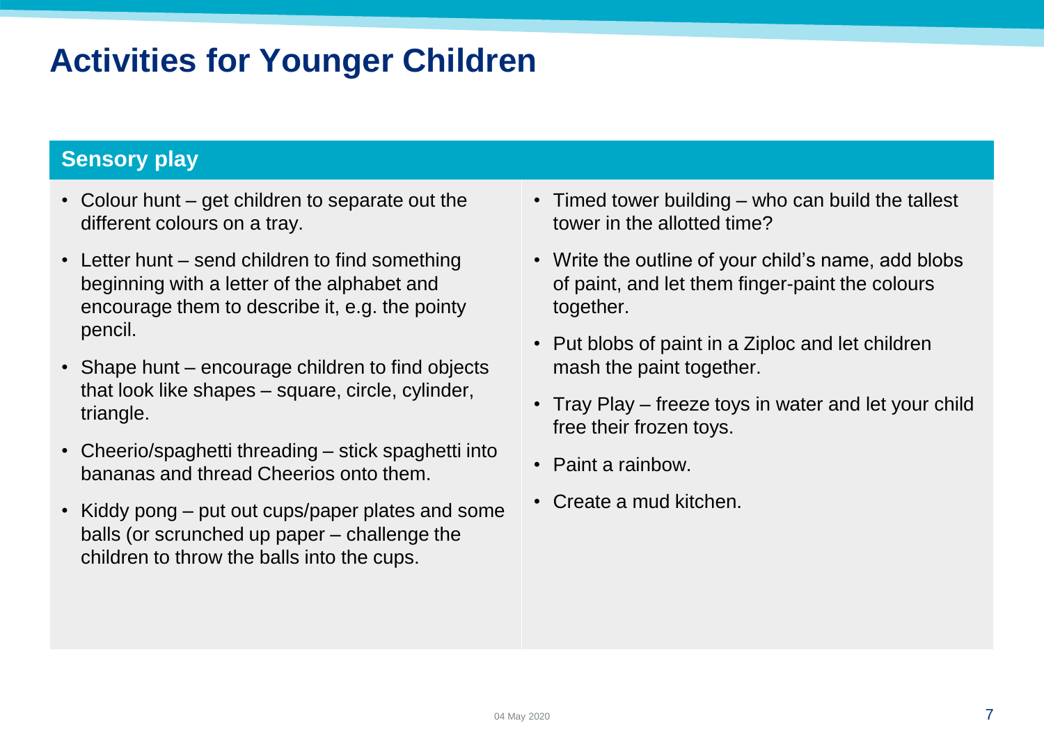# Activities for Younger Children

## Sensory play

- Colour hunt – get children to separate out the different colours on a tray.
- Letter hunt – send children to find something beginning with a letter of the alphabet and encourage them to describe it, e.g. the pointy pencil.
- Shape hunt – encourage children to find objects that look like shapes – square, circle, cylinder, triangle.
- Cheerio/spaghetti threading – stick spaghetti into bananas and thread Cheerios onto them.
- Kiddy pong – put out cups/paper plates and some balls (or scrunched up paper – challenge the children to throw the balls into the cups.
- Timed tower building – who can build the tallest tower in the allotted time?
- Write the outline of your child's name, add blobs of paint, and let them finger-paint the colours together.
- Put blobs of paint in a Ziploc and let children mash the paint together.
- Tray Play – freeze toys in water and let your child free their frozen toys.
- Paint a rainbow.
- Create a mud kitchen.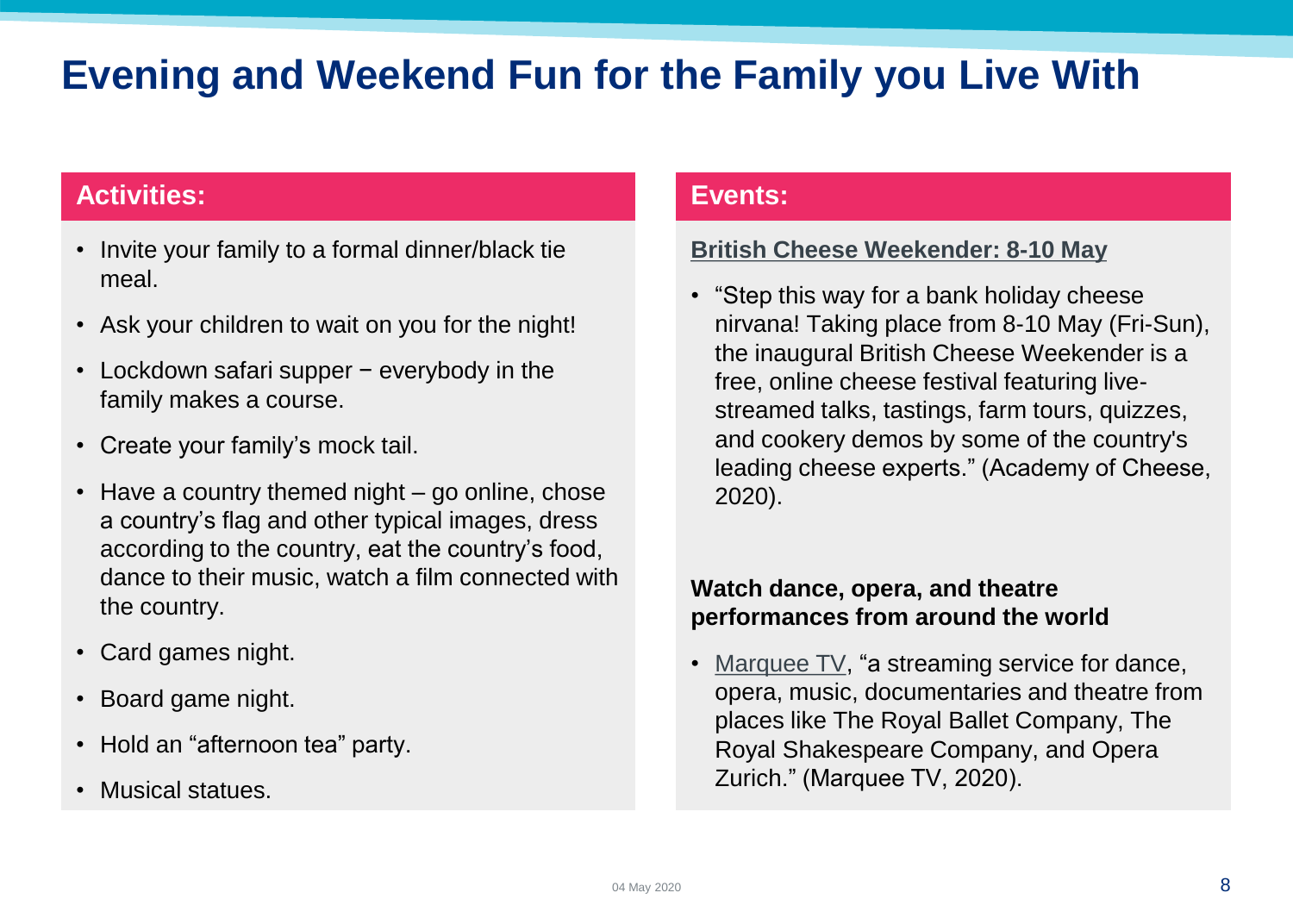# Evening and Weekend Fun for the Family you Live With

## Activities:

- Invite your family to a formal dinner/black tie meal.
- Ask your children to wait on you for the night!
- Lockdown safari supper − everybody in the family makes a course.
- Create your family's mock tail.
- Have a country themed night – go online, chose a country's flag and other typical images, dress according to the country, eat the country's food, dance to their music, watch a film connected with the country.
- Card games night.
- Board game night.
- Hold an "afternoon tea" party.
- Musical statues.

## Events:

**British Cheese Weekender: 8-10 May**

- "Step this way for a bank holiday cheese nirvana! Taking place from 8-10 May (Fri-Sun), the inaugural British Cheese Weekender is a free, online cheese festival featuring live-streamed talks, tastings, farm tours, quizzes, and cookery demos by some of the country's leading cheese experts." (Academy of Cheese, 2020).

**Watch dance, opera, and theatre performances from around the world**

- Marquee TV, "a streaming service for dance, opera, music, documentaries and theatre from places like The Royal Ballet Company, The Royal Shakespeare Company, and Opera Zurich." (Marquee TV, 2020).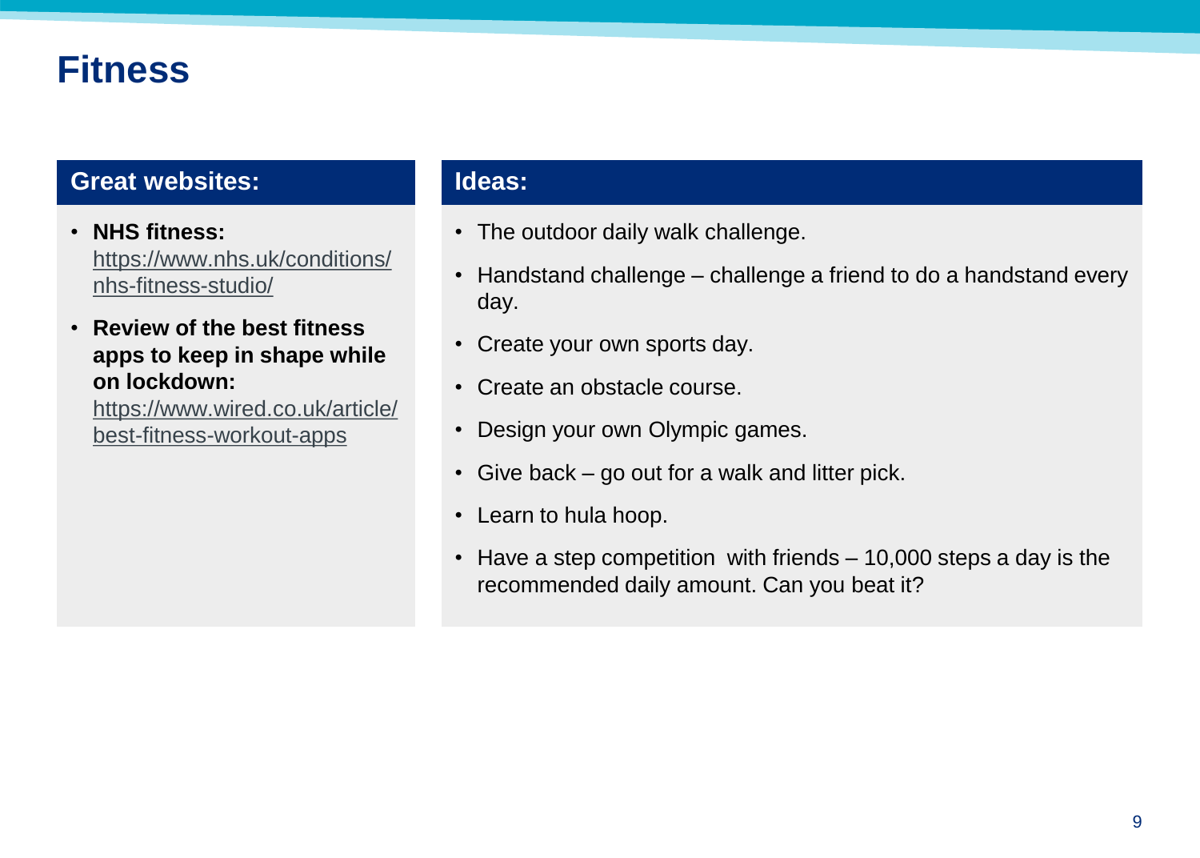# Fitness

## Great websites:

- **NHS fitness:** https://www.nhs.uk/conditions/nhs-fitness-studio/
- **Review of the best fitness apps to keep in shape while on lockdown:** https://www.wired.co.uk/article/best-fitness-workout-apps

## Ideas:

- The outdoor daily walk challenge.
- Handstand challenge – challenge a friend to do a handstand every day.
- Create your own sports day.
- Create an obstacle course.
- Design your own Olympic games.
- Give back – go out for a walk and litter pick.
- Learn to hula hoop.
- Have a step competition with friends – 10,000 steps a day is the recommended daily amount. Can you beat it?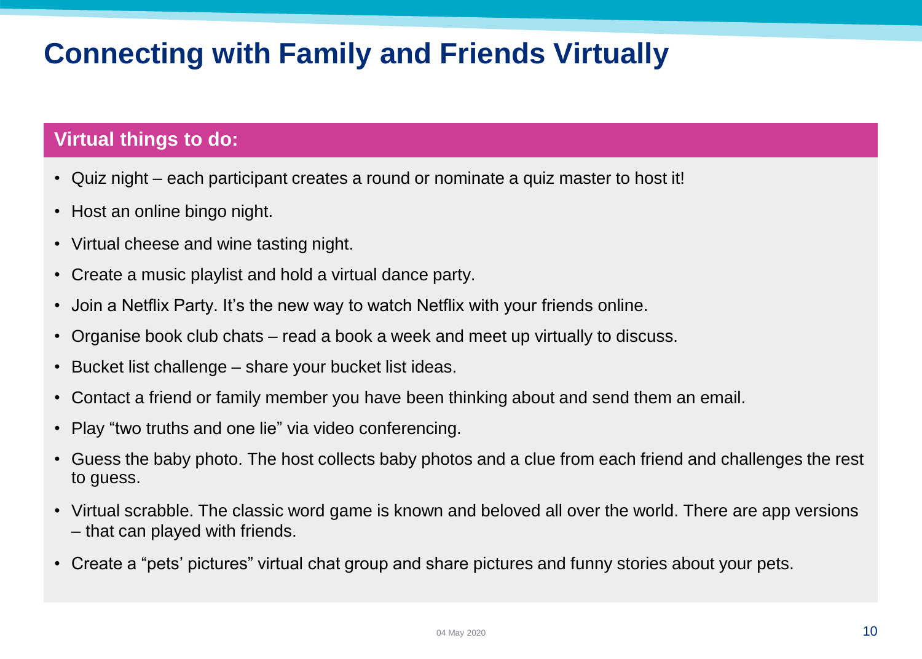# Connecting with Family and Friends Virtually

## Virtual things to do:

- Quiz night – each participant creates a round or nominate a quiz master to host it!
- Host an online bingo night.
- Virtual cheese and wine tasting night.
- Create a music playlist and hold a virtual dance party.
- Join a Netflix Party. It's the new way to watch Netflix with your friends online.
- Organise book club chats – read a book a week and meet up virtually to discuss.
- Bucket list challenge – share your bucket list ideas.
- Contact a friend or family member you have been thinking about and send them an email.
- Play "two truths and one lie" via video conferencing.
- Guess the baby photo. The host collects baby photos and a clue from each friend and challenges the rest to guess.
- Virtual scrabble. The classic word game is known and beloved all over the world. There are app versions – that can played with friends.
- Create a "pets' pictures" virtual chat group and share pictures and funny stories about your pets.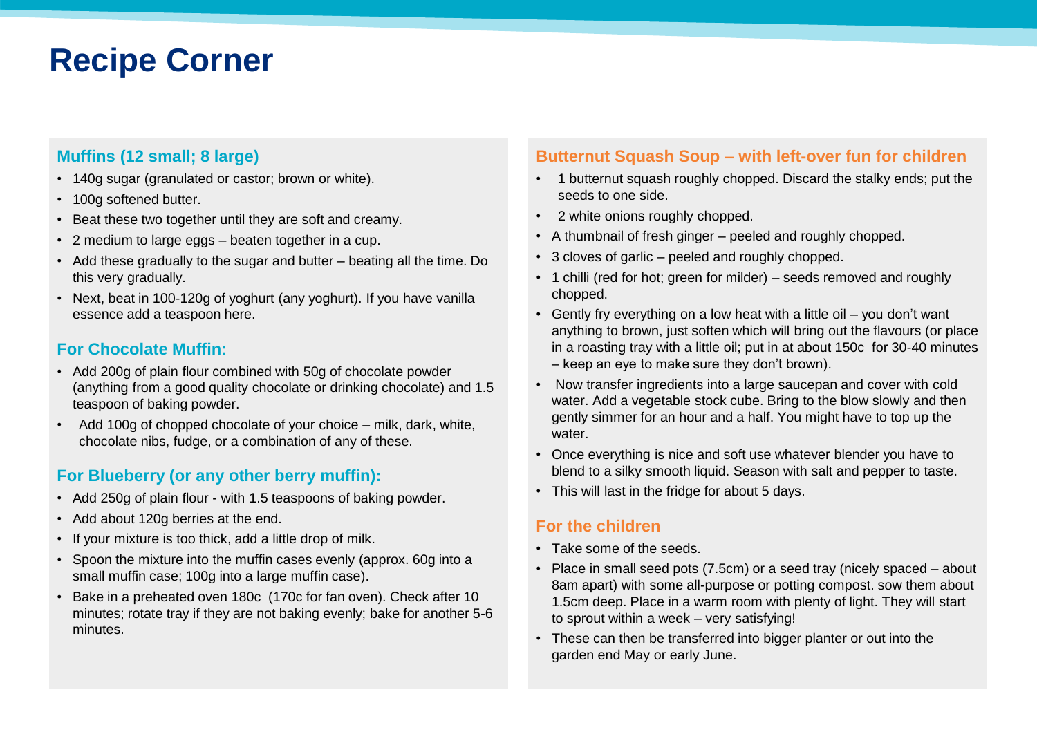# Recipe Corner

### Muffins (12 small; 8 large)

- 140g sugar (granulated or castor; brown or white).
- 100g softened butter.
- Beat these two together until they are soft and creamy.
- 2 medium to large eggs – beaten together in a cup.
- Add these gradually to the sugar and butter – beating all the time. Do this very gradually.
- Next, beat in 100-120g of yoghurt (any yoghurt). If you have vanilla essence add a teaspoon here.

### For Chocolate Muffin:

- Add 200g of plain flour combined with 50g of chocolate powder (anything from a good quality chocolate or drinking chocolate) and 1.5 teaspoon of baking powder.
- Add 100g of chopped chocolate of your choice – milk, dark, white, chocolate nibs, fudge, or a combination of any of these.

### For Blueberry (or any other berry muffin):

- Add 250g of plain flour - with 1.5 teaspoons of baking powder.
- Add about 120g berries at the end.
- If your mixture is too thick, add a little drop of milk.
- Spoon the mixture into the muffin cases evenly (approx. 60g into a small muffin case; 100g into a large muffin case).
- Bake in a preheated oven 180c (170c for fan oven). Check after 10 minutes; rotate tray if they are not baking evenly; bake for another 5-6 minutes.

### Butternut Squash Soup – with left-over fun for children

- 1 butternut squash roughly chopped. Discard the stalky ends; put the seeds to one side.
- 2 white onions roughly chopped.
- A thumbnail of fresh ginger – peeled and roughly chopped.
- 3 cloves of garlic – peeled and roughly chopped.
- 1 chilli (red for hot; green for milder) – seeds removed and roughly chopped.
- Gently fry everything on a low heat with a little oil – you don't want anything to brown, just soften which will bring out the flavours (or place in a roasting tray with a little oil; put in at about 150c for 30-40 minutes – keep an eye to make sure they don't brown).
- Now transfer ingredients into a large saucepan and cover with cold water. Add a vegetable stock cube. Bring to the blow slowly and then gently simmer for an hour and a half. You might have to top up the water.
- Once everything is nice and soft use whatever blender you have to blend to a silky smooth liquid. Season with salt and pepper to taste.
- This will last in the fridge for about 5 days.

### For the children

- Take some of the seeds.
- Place in small seed pots (7.5cm) or a seed tray (nicely spaced – about 8am apart) with some all-purpose or potting compost. sow them about 1.5cm deep. Place in a warm room with plenty of light. They will start to sprout within a week – very satisfying!
- These can then be transferred into bigger planter or out into the garden end May or early June.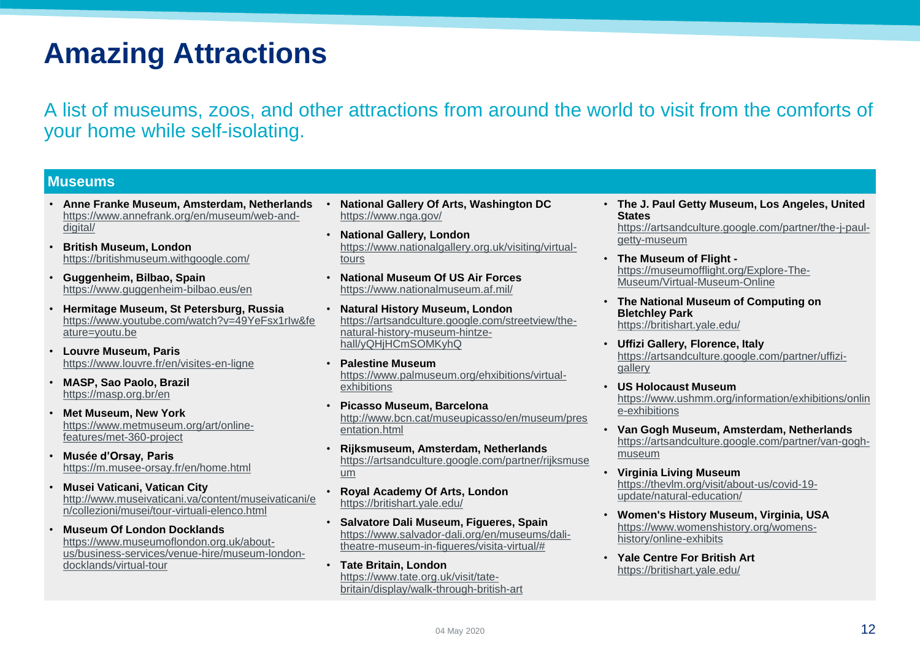# Amazing Attractions

A list of museums, zoos, and other attractions from around the world to visit from the comforts of your home while self-isolating.

## Museums

- **Anne Franke Museum, Amsterdam, Netherlands** https://www.annefrank.org/en/museum/web-and-digital/
- **British Museum, London** https://britishmuseum.withgoogle.com/
- **Guggenheim, Bilbao, Spain** https://www.guggenheim-bilbao.eus/en
- **Hermitage Museum, St Petersburg, Russia** https://www.youtube.com/watch?v=49YeFsx1rIw&feature=youtu.be
- **Louvre Museum, Paris** https://www.louvre.fr/en/visites-en-ligne
- **MASP, Sao Paolo, Brazil** https://masp.org.br/en
- **Met Museum, New York** https://www.metmuseum.org/art/online-features/met-360-project
- **Musée d'Orsay, Paris** https://m.musee-orsay.fr/en/home.html
- **Musei Vaticani, Vatican City** http://www.museivaticani.va/content/museivaticani/en/collezioni/musei/tour-virtuali-elenco.html
- **Museum Of London Docklands** https://www.museumoflondon.org.uk/about-us/business-services/venue-hire/museum-london-docklands/virtual-tour
- **National Gallery Of Arts, Washington DC** https://www.nga.gov/
- **National Gallery, London** https://www.nationalgallery.org.uk/visiting/virtual-tours
- **National Museum Of US Air Forces** https://www.nationalmuseum.af.mil/
- **Natural History Museum, London** https://artsandculture.google.com/streetview/the-natural-history-museum-hintze-hall/yQHjHCmSOMKyhQ
- **Palestine Museum** https://www.palmuseum.org/ehxibitions/virtual-exhibitions
- **Picasso Museum, Barcelona** http://www.bcn.cat/museupicasso/en/museum/presentation.html
- **Rijksmuseum, Amsterdam, Netherlands** https://artsandculture.google.com/partner/rijksmuseum
- **Royal Academy Of Arts, London** https://britishart.yale.edu/
- **Salvatore Dali Museum, Figueres, Spain** https://www.salvador-dali.org/en/museums/dali-theatre-museum-in-figueres/visita-virtual/#
- **Tate Britain, London** https://www.tate.org.uk/visit/tate-britain/display/walk-through-british-art
- **The J. Paul Getty Museum, Los Angeles, United States** https://artsandculture.google.com/partner/the-j-paul-getty-museum
- **The Museum of Flight -** https://museumofflight.org/Explore-The-Museum/Virtual-Museum-Online
- **The National Museum of Computing on Bletchley Park** https://britishart.yale.edu/
- **Uffizi Gallery, Florence, Italy** https://artsandculture.google.com/partner/uffizi-gallery
- **US Holocaust Museum** https://www.ushmm.org/information/exhibitions/online-exhibitions
- **Van Gogh Museum, Amsterdam, Netherlands** https://artsandculture.google.com/partner/van-gogh-museum
- **Virginia Living Museum** https://thevlm.org/visit/about-us/covid-19-update/natural-education/
- **Women's History Museum, Virginia, USA** https://www.womenshistory.org/womens-history/online-exhibits
- **Yale Centre For British Art** https://britishart.yale.edu/

04 May 2020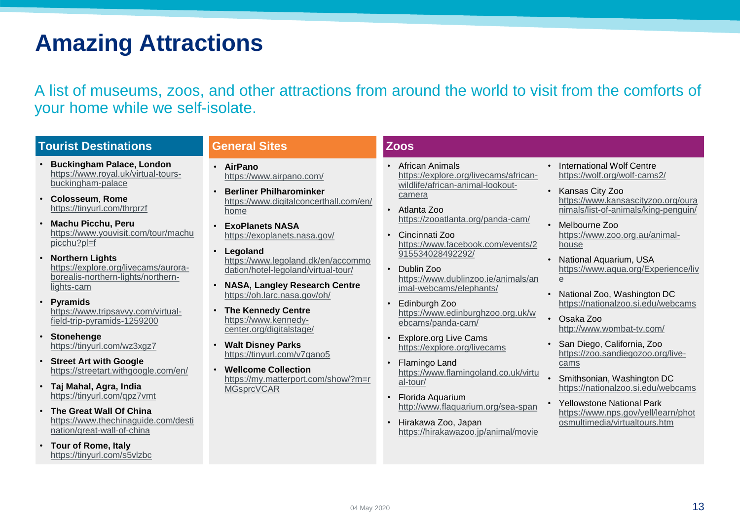# Amazing Attractions

A list of museums, zoos, and other attractions from around the world to visit from the comforts of your home while we self-isolate.

## Tourist Destinations

- **Buckingham Palace, London** https://www.royal.uk/virtual-tours-buckingham-palace
- **Colosseum**, **Rome** https://tinyurl.com/thrprzf
- **Machu Picchu, Peru** https://www.youvisit.com/tour/machupicchu?pl=f
- **Northern Lights** https://explore.org/livecams/aurora-borealis-northern-lights/northern-lights-cam
- **Pyramids** https://www.tripsavvy.com/virtual-field-trip-pyramids-1259200
- **Stonehenge** https://tinyurl.com/wz3xgz7
- **Street Art with Google** https://streetart.withgoogle.com/en/
- **Taj Mahal, Agra, India** https://tinyurl.com/qpz7vmt
- **The Great Wall Of China** https://www.thechinaguide.com/destination/great-wall-of-china
- **Tour of Rome, Italy** https://tinyurl.com/s5vlzbc

## General Sites

- **AirPano** https://www.airpano.com/
- **Berliner Philharominker** https://www.digitalconcerthall.com/en/home
- **ExoPlanets NASA** https://exoplanets.nasa.gov/
- **Legoland** https://www.legoland.dk/en/accommodation/hotel-legoland/virtual-tour/
- **NASA, Langley Research Centre** https://oh.larc.nasa.gov/oh/
- **The Kennedy Centre** https://www.kennedy-center.org/digitalstage/
- **Walt Disney Parks** https://tinyurl.com/v7qano5
- **Wellcome Collection** https://my.matterport.com/show/?m=rMGsprcVCAR

## Zoos

- African Animals https://explore.org/livecams/african-wildlife/african-animal-lookout-camera
- Atlanta Zoo https://zooatlanta.org/panda-cam/
- Cincinnati Zoo https://www.facebook.com/events/2915534028492292/
- Dublin Zoo https://www.dublinzoo.ie/animals/animal-webcams/elephants/
- Edinburgh Zoo https://www.edinburghzoo.org.uk/webcams/panda-cam/
- Explore.org Live Cams https://explore.org/livecams
- Flamingo Land https://www.flamingoland.co.uk/virtual-tour/
- Florida Aquarium http://www.flaquarium.org/sea-span
- Hirakawa Zoo, Japan https://hirakawazoo.jp/animal/movie
- International Wolf Centre https://wolf.org/wolf-cams2/
- Kansas City Zoo https://www.kansascityzoo.org/ouranimals/list-of-animals/king-penguin/
- Melbourne Zoo https://www.zoo.org.au/animal-house
- National Aquarium, USA https://www.aqua.org/Experience/live
- National Zoo, Washington DC https://nationalzoo.si.edu/webcams
- Osaka Zoo http://www.wombat-tv.com/
- San Diego, California, Zoo https://zoo.sandiegozoo.org/live-cams
- Smithsonian, Washington DC https://nationalzoo.si.edu/webcams
- Yellowstone National Park https://www.nps.gov/yell/learn/photosmultimedia/virtualtours.htm

04 May 2020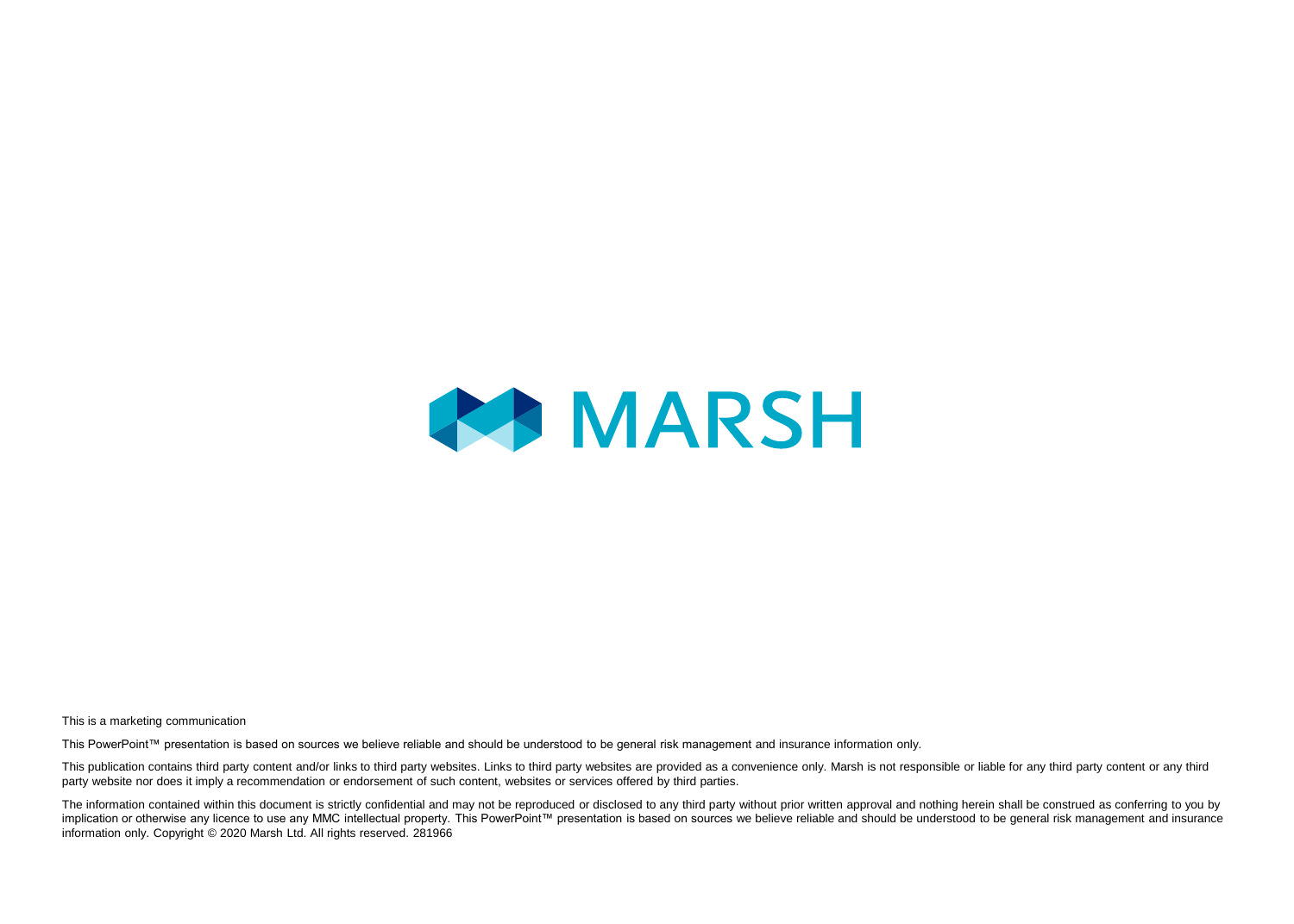MARSH

This is a marketing communication

This PowerPoint™ presentation is based on sources we believe reliable and should be understood to be general risk management and insurance information only.

This publication contains third party content and/or links to third party websites. Links to third party websites are provided as a convenience only. Marsh is not responsible or liable for any third party content or any third party website nor does it imply a recommendation or endorsement of such content, websites or services offered by third parties.

The information contained within this document is strictly confidential and may not be reproduced or disclosed to any third party without prior written approval and nothing herein shall be construed as conferring to you by implication or otherwise any licence to use any MMC intellectual property. This PowerPoint™ presentation is based on sources we believe reliable and should be understood to be general risk management and insurance information only. Copyright © 2020 Marsh Ltd. All rights reserved. 281966